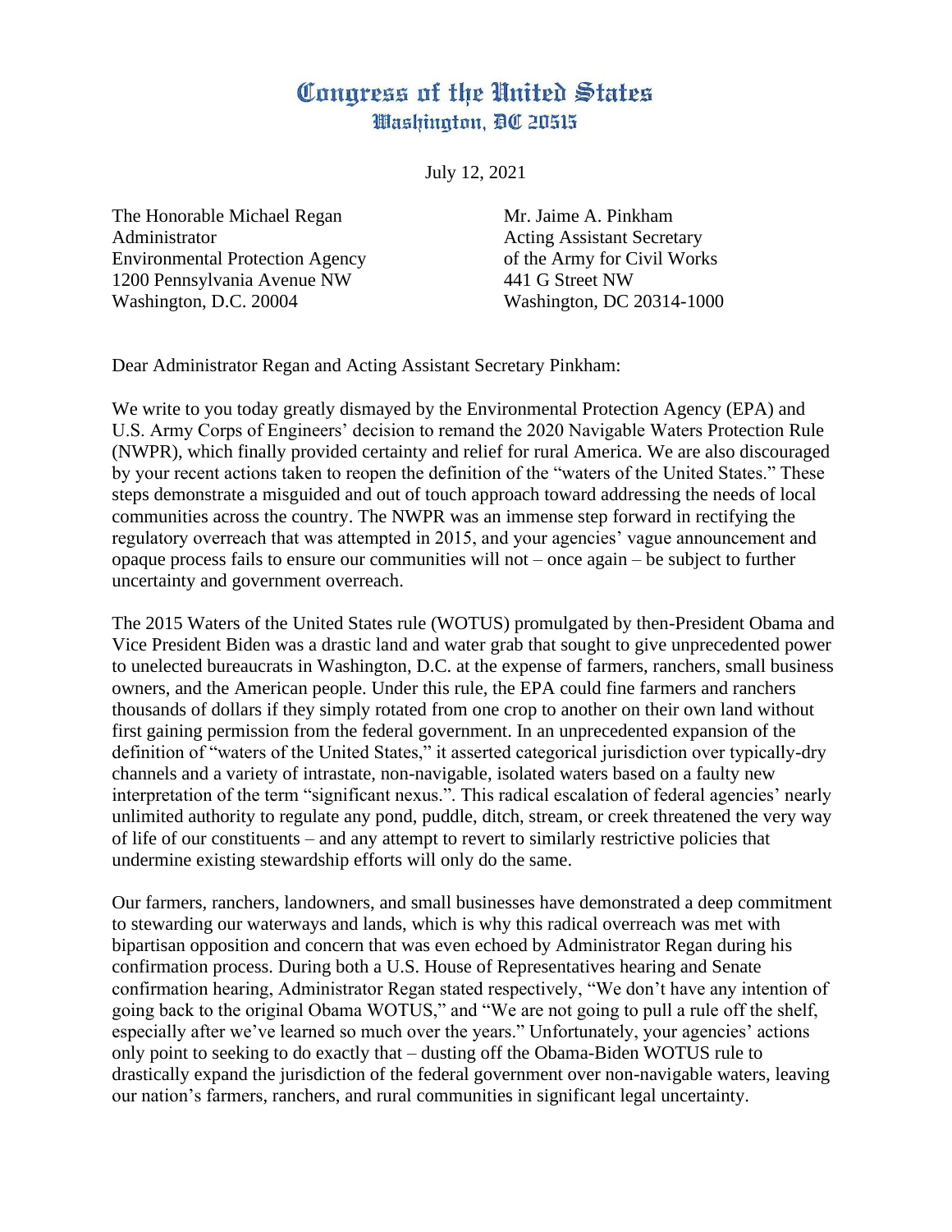# Congress of the United States
## Washington, DC 20515

July 12, 2021

The Honorable Michael Regan
Administrator
Environmental Protection Agency
1200 Pennsylvania Avenue NW
Washington, D.C. 20004

Mr. Jaime A. Pinkham
Acting Assistant Secretary
of the Army for Civil Works
441 G Street NW
Washington, DC 20314-1000

Dear Administrator Regan and Acting Assistant Secretary Pinkham:

We write to you today greatly dismayed by the Environmental Protection Agency (EPA) and U.S. Army Corps of Engineers' decision to remand the 2020 Navigable Waters Protection Rule (NWPR), which finally provided certainty and relief for rural America. We are also discouraged by your recent actions taken to reopen the definition of the "waters of the United States." These steps demonstrate a misguided and out of touch approach toward addressing the needs of local communities across the country. The NWPR was an immense step forward in rectifying the regulatory overreach that was attempted in 2015, and your agencies' vague announcement and opaque process fails to ensure our communities will not – once again – be subject to further uncertainty and government overreach.

The 2015 Waters of the United States rule (WOTUS) promulgated by then-President Obama and Vice President Biden was a drastic land and water grab that sought to give unprecedented power to unelected bureaucrats in Washington, D.C. at the expense of farmers, ranchers, small business owners, and the American people. Under this rule, the EPA could fine farmers and ranchers thousands of dollars if they simply rotated from one crop to another on their own land without first gaining permission from the federal government. In an unprecedented expansion of the definition of "waters of the United States," it asserted categorical jurisdiction over typically-dry channels and a variety of intrastate, non-navigable, isolated waters based on a faulty new interpretation of the term "significant nexus.". This radical escalation of federal agencies' nearly unlimited authority to regulate any pond, puddle, ditch, stream, or creek threatened the very way of life of our constituents – and any attempt to revert to similarly restrictive policies that undermine existing stewardship efforts will only do the same.

Our farmers, ranchers, landowners, and small businesses have demonstrated a deep commitment to stewarding our waterways and lands, which is why this radical overreach was met with bipartisan opposition and concern that was even echoed by Administrator Regan during his confirmation process. During both a U.S. House of Representatives hearing and Senate confirmation hearing, Administrator Regan stated respectively, "We don't have any intention of going back to the original Obama WOTUS," and "We are not going to pull a rule off the shelf, especially after we've learned so much over the years." Unfortunately, your agencies' actions only point to seeking to do exactly that – dusting off the Obama-Biden WOTUS rule to drastically expand the jurisdiction of the federal government over non-navigable waters, leaving our nation's farmers, ranchers, and rural communities in significant legal uncertainty.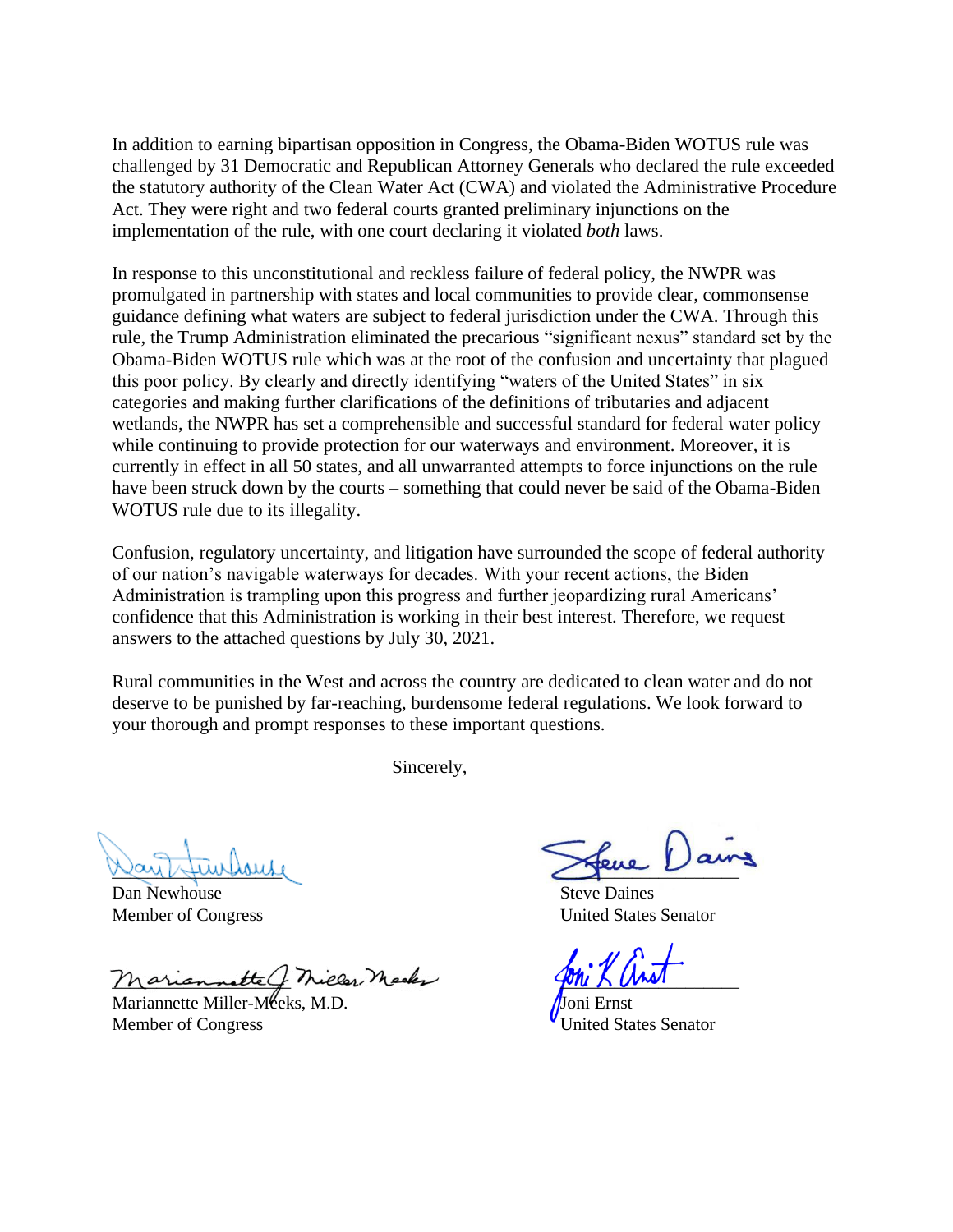In addition to earning bipartisan opposition in Congress, the Obama-Biden WOTUS rule was challenged by 31 Democratic and Republican Attorney Generals who declared the rule exceeded the statutory authority of the Clean Water Act (CWA) and violated the Administrative Procedure Act. They were right and two federal courts granted preliminary injunctions on the implementation of the rule, with one court declaring it violated *both* laws.

In response to this unconstitutional and reckless failure of federal policy, the NWPR was promulgated in partnership with states and local communities to provide clear, commonsense guidance defining what waters are subject to federal jurisdiction under the CWA. Through this rule, the Trump Administration eliminated the precarious "significant nexus" standard set by the Obama-Biden WOTUS rule which was at the root of the confusion and uncertainty that plagued this poor policy. By clearly and directly identifying "waters of the United States" in six categories and making further clarifications of the definitions of tributaries and adjacent wetlands, the NWPR has set a comprehensible and successful standard for federal water policy while continuing to provide protection for our waterways and environment. Moreover, it is currently in effect in all 50 states, and all unwarranted attempts to force injunctions on the rule have been struck down by the courts – something that could never be said of the Obama-Biden WOTUS rule due to its illegality.

Confusion, regulatory uncertainty, and litigation have surrounded the scope of federal authority of our nation's navigable waterways for decades. With your recent actions, the Biden Administration is trampling upon this progress and further jeopardizing rural Americans' confidence that this Administration is working in their best interest. Therefore, we request answers to the attached questions by July 30, 2021.

Rural communities in the West and across the country are dedicated to clean water and do not deserve to be punished by far-reaching, burdensome federal regulations. We look forward to your thorough and prompt responses to these important questions.

Sincerely,

Dan Newhouse
Member of Congress

Steve Daines
United States Senator

Mariannette Miller-Meeks, M.D.
Member of Congress

Joni Ernst
United States Senator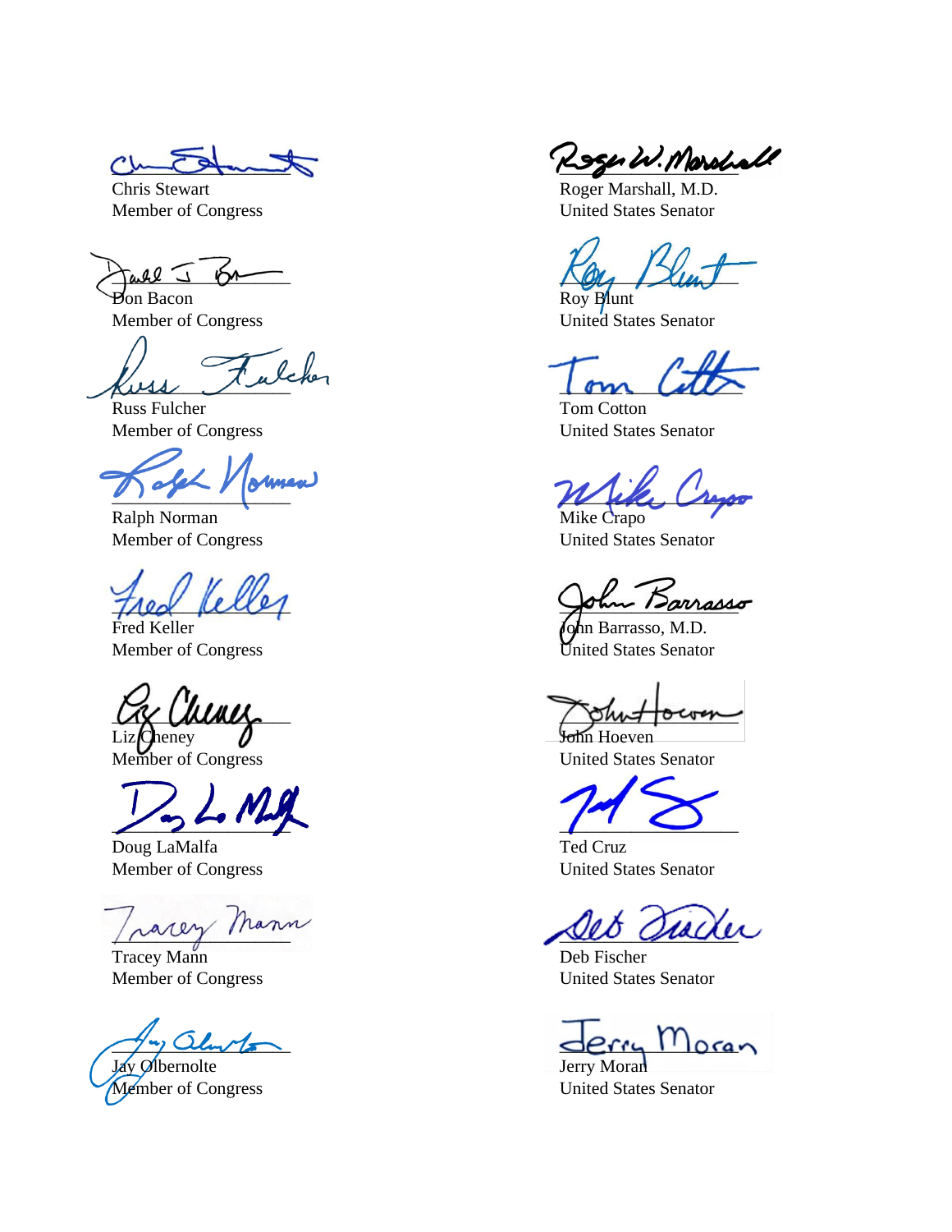Chris Stewart
Member of Congress

Don Bacon
Member of Congress

Russ Fulcher
Member of Congress

Ralph Norman
Member of Congress

Fred Keller
Member of Congress

Liz Cheney
Member of Congress

Doug LaMalfa
Member of Congress

Tracey Mann
Member of Congress

Jay Obernolte
Member of Congress

Roger Marshall, M.D.
United States Senator

Roy Blunt
United States Senator

Tom Cotton
United States Senator

Mike Crapo
United States Senator

John Barrasso, M.D.
United States Senator

John Hoeven
United States Senator

Ted Cruz
United States Senator

Deb Fischer
United States Senator

Jerry Moran
United States Senator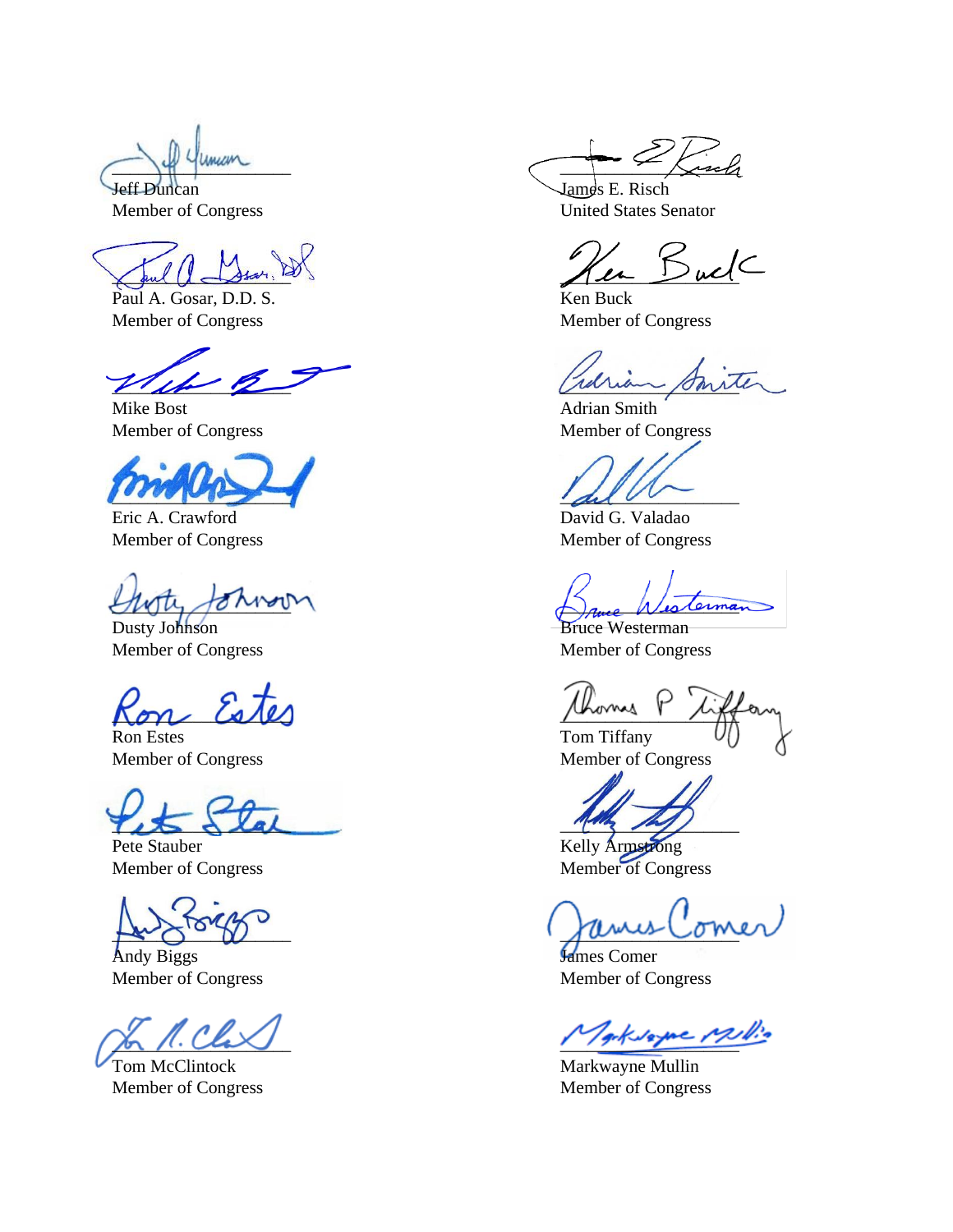Jeff Duncan
Member of Congress

James E. Risch
United States Senator

Paul A. Gosar, D.D. S.
Member of Congress

Ken Buck
Member of Congress

Mike Bost
Member of Congress

Adrian Smith
Member of Congress

Eric A. Crawford
Member of Congress

David G. Valadao
Member of Congress

Dusty Johnson
Member of Congress

Bruce Westerman
Member of Congress

Ron Estes
Member of Congress

Tom Tiffany
Member of Congress

Pete Stauber
Member of Congress

Kelly Armstrong
Member of Congress

Andy Biggs
Member of Congress

James Comer
Member of Congress

Tom McClintock
Member of Congress

Markwayne Mullin
Member of Congress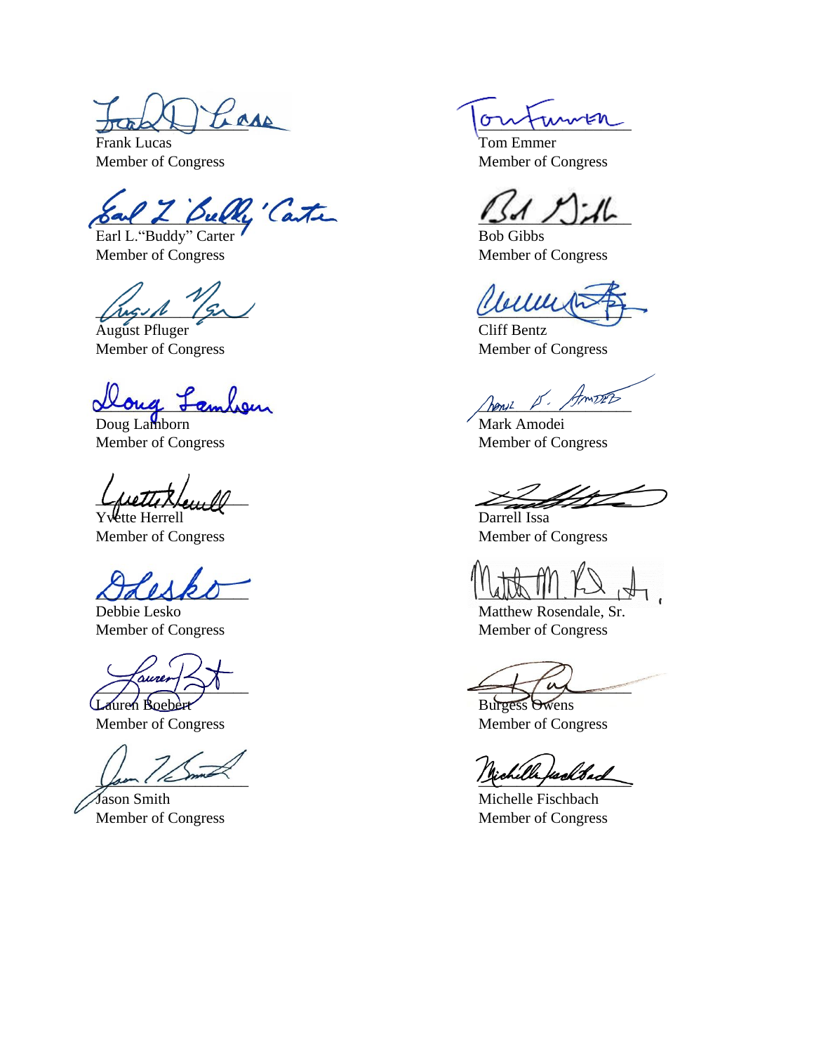Frank Lucas
Member of Congress

Tom Emmer
Member of Congress

Earl L."Buddy" Carter
Member of Congress

Bob Gibbs
Member of Congress

August Pfluger
Member of Congress

Cliff Bentz
Member of Congress

Doug Lamborn
Member of Congress

Mark Amodei
Member of Congress

Yvette Herrell
Member of Congress

Darrell Issa
Member of Congress

Debbie Lesko
Member of Congress

Matthew Rosendale, Sr.
Member of Congress

Lauren Boebert
Member of Congress

Burgess Owens
Member of Congress

Jason Smith
Member of Congress

Michelle Fischbach
Member of Congress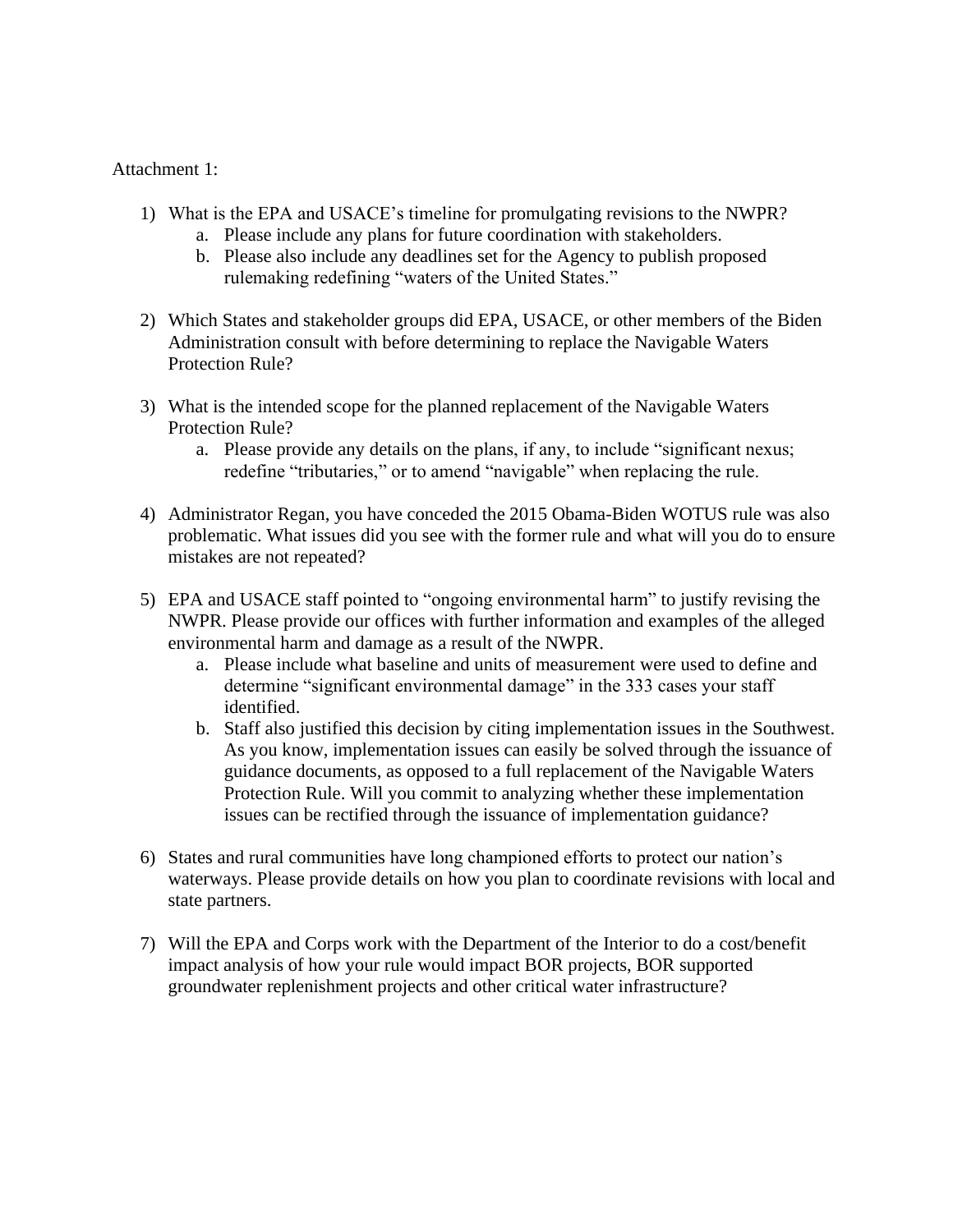Attachment 1:

1) What is the EPA and USACE's timeline for promulgating revisions to the NWPR?
    a. Please include any plans for future coordination with stakeholders.
    b. Please also include any deadlines set for the Agency to publish proposed rulemaking redefining "waters of the United States."

2) Which States and stakeholder groups did EPA, USACE, or other members of the Biden Administration consult with before determining to replace the Navigable Waters Protection Rule?

3) What is the intended scope for the planned replacement of the Navigable Waters Protection Rule?
    a. Please provide any details on the plans, if any, to include "significant nexus; redefine "tributaries," or to amend "navigable" when replacing the rule.

4) Administrator Regan, you have conceded the 2015 Obama-Biden WOTUS rule was also problematic. What issues did you see with the former rule and what will you do to ensure mistakes are not repeated?

5) EPA and USACE staff pointed to "ongoing environmental harm" to justify revising the NWPR. Please provide our offices with further information and examples of the alleged environmental harm and damage as a result of the NWPR.
    a. Please include what baseline and units of measurement were used to define and determine "significant environmental damage" in the 333 cases your staff identified.
    b. Staff also justified this decision by citing implementation issues in the Southwest. As you know, implementation issues can easily be solved through the issuance of guidance documents, as opposed to a full replacement of the Navigable Waters Protection Rule. Will you commit to analyzing whether these implementation issues can be rectified through the issuance of implementation guidance?

6) States and rural communities have long championed efforts to protect our nation's waterways. Please provide details on how you plan to coordinate revisions with local and state partners.

7) Will the EPA and Corps work with the Department of the Interior to do a cost/benefit impact analysis of how your rule would impact BOR projects, BOR supported groundwater replenishment projects and other critical water infrastructure?